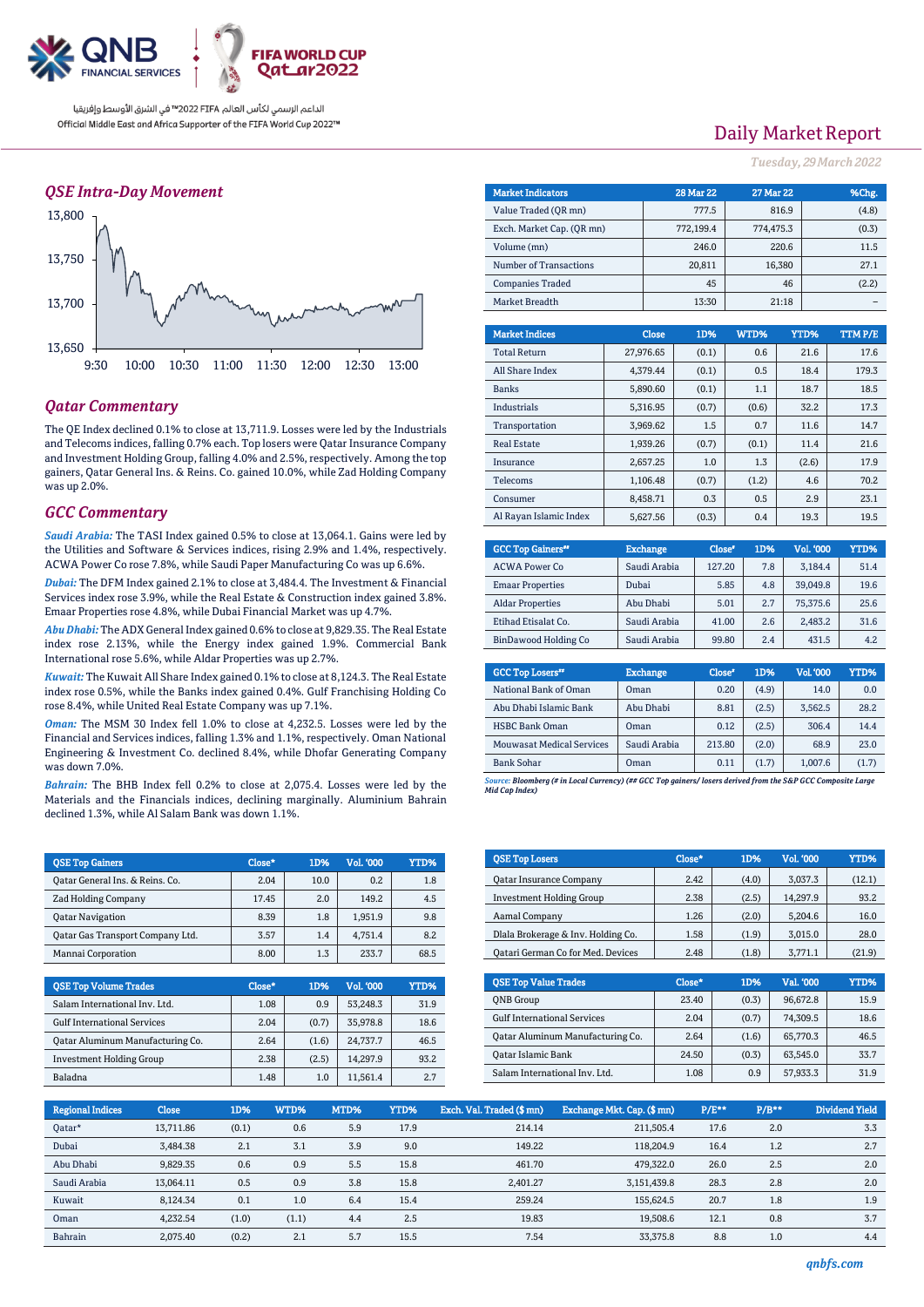QNB FINANCIAL SERVICES | FIFA WORLD CUP Qatar2022

الداعم الرسمي لكأس العالم FIFA 2022™ في الشرق الأوسط وإفريقيا
Official Middle East and Africa Supporter of the FIFA World Cup 2022™

# Daily Market Report

*Tuesday, 29 March 2022*

## QSE Intra-Day Movement

## Qatar Commentary

The QE Index declined 0.1% to close at 13,711.9. Losses were led by the Industrials and Telecoms indices, falling 0.7% each. Top losers were Qatar Insurance Company and Investment Holding Group, falling 4.0% and 2.5%, respectively. Among the top gainers, Qatar General Ins. & Reins. Co. gained 10.0%, while Zad Holding Company was up 2.0%.

## GCC Commentary

***Saudi Arabia:*** The TASI Index gained 0.5% to close at 13,064.1. Gains were led by the Utilities and Software & Services indices, rising 2.9% and 1.4%, respectively. ACWA Power Co rose 7.8%, while Saudi Paper Manufacturing Co was up 6.6%.

***Dubai:*** The DFM Index gained 2.1% to close at 3,484.4. The Investment & Financial Services index rose 3.9%, while the Real Estate & Construction index gained 3.8%. Emaar Properties rose 4.8%, while Dubai Financial Market was up 4.7%.

***Abu Dhabi:*** The ADX General Index gained 0.6% to close at 9,829.35. The Real Estate index rose 2.13%, while the Energy index gained 1.9%. Commercial Bank International rose 5.6%, while Aldar Properties was up 2.7%.

***Kuwait:*** The Kuwait All Share Index gained 0.1% to close at 8,124.3. The Real Estate index rose 0.5%, while the Banks index gained 0.4%. Gulf Franchising Holding Co rose 8.4%, while United Real Estate Company was up 7.1%.

***Oman:*** The MSM 30 Index fell 1.0% to close at 4,232.5. Losses were led by the Financial and Services indices, falling 1.3% and 1.1%, respectively. Oman National Engineering & Investment Co. declined 8.4%, while Dhofar Generating Company was down 7.0%.

***Bahrain:*** The BHB Index fell 0.2% to close at 2,075.4. Losses were led by the Materials and the Financials indices, declining marginally. Aluminium Bahrain declined 1.3%, while Al Salam Bank was down 1.1%.

| Market Indicators | 28 Mar 22 | 27 Mar 22 | %Chg. |
|---|---|---|---|
| Value Traded (QR mn) | 777.5 | 816.9 | (4.8) |
| Exch. Market Cap. (QR mn) | 772,199.4 | 774,475.3 | (0.3) |
| Volume (mn) | 246.0 | 220.6 | 11.5 |
| Number of Transactions | 20,811 | 16,380 | 27.1 |
| Companies Traded | 45 | 46 | (2.2) |
| Market Breadth | 13:30 | 21:18 | – |

| Market Indices | Close | 1D% | WTD% | YTD% | TTM P/E |
|---|---|---|---|---|---|
| Total Return | 27,976.65 | (0.1) | 0.6 | 21.6 | 17.6 |
| All Share Index | 4,379.44 | (0.1) | 0.5 | 18.4 | 179.3 |
| Banks | 5,890.60 | (0.1) | 1.1 | 18.7 | 18.5 |
| Industrials | 5,316.95 | (0.7) | (0.6) | 32.2 | 17.3 |
| Transportation | 3,969.62 | 1.5 | 0.7 | 11.6 | 14.7 |
| Real Estate | 1,939.26 | (0.7) | (0.1) | 11.4 | 21.6 |
| Insurance | 2,657.25 | 1.0 | 1.3 | (2.6) | 17.9 |
| Telecoms | 1,106.48 | (0.7) | (1.2) | 4.6 | 70.2 |
| Consumer | 8,458.71 | 0.3 | 0.5 | 2.9 | 23.1 |
| Al Rayan Islamic Index | 5,627.56 | (0.3) | 0.4 | 19.3 | 19.5 |

| GCC Top Gainers## | Exchange | Close# | 1D% | Vol. '000 | YTD% |
|---|---|---|---|---|---|
| ACWA Power Co | Saudi Arabia | 127.20 | 7.8 | 3,184.4 | 51.4 |
| Emaar Properties | Dubai | 5.85 | 4.8 | 39,049.8 | 19.6 |
| Aldar Properties | Abu Dhabi | 5.01 | 2.7 | 75,375.6 | 25.6 |
| Etihad Etisalat Co. | Saudi Arabia | 41.00 | 2.6 | 2,483.2 | 31.6 |
| BinDawood Holding Co | Saudi Arabia | 99.80 | 2.4 | 431.5 | 4.2 |

| GCC Top Losers## | Exchange | Close# | 1D% | Vol. '000 | YTD% |
|---|---|---|---|---|---|
| National Bank of Oman | Oman | 0.20 | (4.9) | 14.0 | 0.0 |
| Abu Dhabi Islamic Bank | Abu Dhabi | 8.81 | (2.5) | 3,562.5 | 28.2 |
| HSBC Bank Oman | Oman | 0.12 | (2.5) | 306.4 | 14.4 |
| Mouwasat Medical Services | Saudi Arabia | 213.80 | (2.0) | 68.9 | 23.0 |
| Bank Sohar | Oman | 0.11 | (1.7) | 1,007.6 | (1.7) |

*Source: Bloomberg (# in Local Currency) (## GCC Top gainers/ losers derived from the S&P GCC Composite Large Mid Cap Index)*

| QSE Top Gainers | Close* | 1D% | Vol. '000 | YTD% |
|---|---|---|---|---|
| Qatar General Ins. & Reins. Co. | 2.04 | 10.0 | 0.2 | 1.8 |
| Zad Holding Company | 17.45 | 2.0 | 149.2 | 4.5 |
| Qatar Navigation | 8.39 | 1.8 | 1,951.9 | 9.8 |
| Qatar Gas Transport Company Ltd. | 3.57 | 1.4 | 4,751.4 | 8.2 |
| Mannai Corporation | 8.00 | 1.3 | 233.7 | 68.5 |

| QSE Top Losers | Close* | 1D% | Vol. '000 | YTD% |
|---|---|---|---|---|
| Qatar Insurance Company | 2.42 | (4.0) | 3,037.3 | (12.1) |
| Investment Holding Group | 2.38 | (2.5) | 14,297.9 | 93.2 |
| Aamal Company | 1.26 | (2.0) | 5,204.6 | 16.0 |
| Dlala Brokerage & Inv. Holding Co. | 1.58 | (1.9) | 3,015.0 | 28.0 |
| Qatari German Co for Med. Devices | 2.48 | (1.8) | 3,771.1 | (21.9) |

| QSE Top Volume Trades | Close* | 1D% | Vol. '000 | YTD% |
|---|---|---|---|---|
| Salam International Inv. Ltd. | 1.08 | 0.9 | 53,248.3 | 31.9 |
| Gulf International Services | 2.04 | (0.7) | 35,978.8 | 18.6 |
| Qatar Aluminum Manufacturing Co. | 2.64 | (1.6) | 24,737.7 | 46.5 |
| Investment Holding Group | 2.38 | (2.5) | 14,297.9 | 93.2 |
| Baladna | 1.48 | 1.0 | 11,561.4 | 2.7 |

| QSE Top Value Trades | Close* | 1D% | Val. '000 | YTD% |
|---|---|---|---|---|
| QNB Group | 23.40 | (0.3) | 96,672.8 | 15.9 |
| Gulf International Services | 2.04 | (0.7) | 74,309.5 | 18.6 |
| Qatar Aluminum Manufacturing Co. | 2.64 | (1.6) | 65,770.3 | 46.5 |
| Qatar Islamic Bank | 24.50 | (0.3) | 63,545.0 | 33.7 |
| Salam International Inv. Ltd. | 1.08 | 0.9 | 57,933.3 | 31.9 |

| Regional Indices | Close | 1D% | WTD% | MTD% | YTD% | Exch. Val. Traded ($ mn) | Exchange Mkt. Cap. ($ mn) | P/E** | P/B** | Dividend Yield |
|---|---|---|---|---|---|---|---|---|---|---|
| Qatar* | 13,711.86 | (0.1) | 0.6 | 5.9 | 17.9 | 214.14 | 211,505.4 | 17.6 | 2.0 | 3.3 |
| Dubai | 3,484.38 | 2.1 | 3.1 | 3.9 | 9.0 | 149.22 | 118,204.9 | 16.4 | 1.2 | 2.7 |
| Abu Dhabi | 9,829.35 | 0.6 | 0.9 | 5.5 | 15.8 | 461.70 | 479,322.0 | 26.0 | 2.5 | 2.0 |
| Saudi Arabia | 13,064.11 | 0.5 | 0.9 | 3.8 | 15.8 | 2,401.27 | 3,151,439.8 | 28.3 | 2.8 | 2.0 |
| Kuwait | 8,124.34 | 0.1 | 1.0 | 6.4 | 15.4 | 259.24 | 155,624.5 | 20.7 | 1.8 | 1.9 |
| Oman | 4,232.54 | (1.0) | (1.1) | 4.4 | 2.5 | 19.83 | 19,508.6 | 12.1 | 0.8 | 3.7 |
| Bahrain | 2,075.40 | (0.2) | 2.1 | 5.7 | 15.5 | 7.54 | 33,375.8 | 8.8 | 1.0 | 4.4 |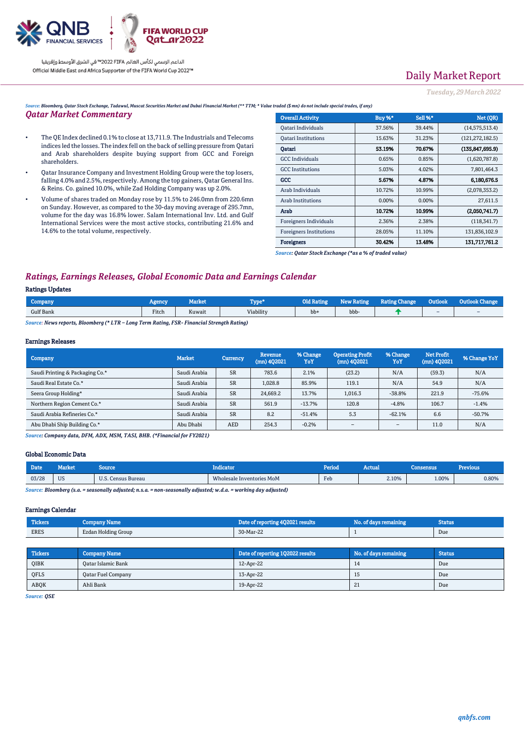QNB FINANCIAL SERVICES | FIFA WORLD CUP Qatar2022

الداعم الرسمي لكأس العالم FIFA 2022™ في الشرق الأوسط وإفريقيا
Official Middle East and Africa Supporter of the FIFA World Cup 2022™

# Daily Market Report

*Tuesday, 29 March 2022*

*Source: Bloomberg, Qatar Stock Exchange, Tadawul, Muscat Securities Market and Dubai Financial Market (** TTM; * Value traded ($ mn) do not include special trades, if any)*

## Qatar Market Commentary

- The QE Index declined 0.1% to close at 13,711.9. The Industrials and Telecoms indices led the losses. The index fell on the back of selling pressure from Qatari and Arab shareholders despite buying support from GCC and Foreign shareholders.
- Qatar Insurance Company and Investment Holding Group were the top losers, falling 4.0% and 2.5%, respectively. Among the top gainers, Qatar General Ins. & Reins. Co. gained 10.0%, while Zad Holding Company was up 2.0%.
- Volume of shares traded on Monday rose by 11.5% to 246.0mn from 220.6mn on Sunday. However, as compared to the 30-day moving average of 295.7mn, volume for the day was 16.8% lower. Salam International Inv. Ltd. and Gulf International Services were the most active stocks, contributing 21.6% and 14.6% to the total volume, respectively.

| Overall Activity | Buy %* | Sell %* | Net (QR) |
|---|---|---|---|
| Qatari Individuals | 37.56% | 39.44% | (14,575,513.4) |
| Qatari Institutions | 15.63% | 31.23% | (121,272,182.5) |
| **Qatari** | **53.19%** | **70.67%** | **(135,847,695.9)** |
| GCC Individuals | 0.65% | 0.85% | (1,620,787.8) |
| GCC Institutions | 5.03% | 4.02% | 7,801,464.3 |
| **GCC** | **5.67%** | **4.87%** | **6,180,676.5** |
| Arab Individuals | 10.72% | 10.99% | (2,078,353.2) |
| Arab Institutions | 0.00% | 0.00% | 27,611.5 |
| **Arab** | **10.72%** | **10.99%** | **(2,050,741.7)** |
| Foreigners Individuals | 2.36% | 2.38% | (118,341.7) |
| Foreigners Institutions | 28.05% | 11.10% | 131,836,102.9 |
| **Foreigners** | **30.42%** | **13.48%** | **131,717,761.2** |

*Source: Qatar Stock Exchange (*as a % of traded value)*

## Ratings, Earnings Releases, Global Economic Data and Earnings Calendar

### Ratings Updates

| Company | Agency | Market | Type* | Old Rating | New Rating | Rating Change | Outlook | Outlook Change |
|---|---|---|---|---|---|---|---|---|
| Gulf Bank | Fitch | Kuwait | Viability | bb+ | bbb- | ↑ | – | – |

*Source: News reports, Bloomberg (* LTR – Long Term Rating, FSR- Financial Strength Rating)*

### Earnings Releases

| Company | Market | Currency | Revenue (mn) 4Q2021 | % Change YoY | Operating Profit (mn) 4Q2021 | % Change YoY | Net Profit (mn) 4Q2021 | % Change YoY |
|---|---|---|---|---|---|---|---|---|
| Saudi Printing & Packaging Co.* | Saudi Arabia | SR | 783.6 | 2.1% | (23.2) | N/A | (59.3) | N/A |
| Saudi Real Estate Co.* | Saudi Arabia | SR | 1,028.8 | 85.9% | 119.1 | N/A | 54.9 | N/A |
| Seera Group Holding* | Saudi Arabia | SR | 24,669.2 | 13.7% | 1,016.3 | -38.8% | 221.9 | -75.6% |
| Northern Region Cement Co.* | Saudi Arabia | SR | 561.9 | -13.7% | 120.8 | -4.8% | 106.7 | -1.4% |
| Saudi Arabia Refineries Co.* | Saudi Arabia | SR | 8.2 | -51.4% | 5.3 | -62.1% | 6.6 | -50.7% |
| Abu Dhabi Ship Building Co.* | Abu Dhabi | AED | 254.3 | -0.2% | – | – | 11.0 | N/A |

*Source: Company data, DFM, ADX, MSM, TASI, BHB. (*Financial for FY2021)*

### Global Economic Data

| Date | Market | Source | Indicator | Period | Actual | Consensus | Previous |
|---|---|---|---|---|---|---|---|
| 03/28 | US | U.S. Census Bureau | Wholesale Inventories MoM | Feb | 2.10% | 1.00% | 0.80% |

*Source: Bloomberg (s.a. = seasonally adjusted; n.s.a. = non-seasonally adjusted; w.d.a. = working day adjusted)*

### Earnings Calendar

| Tickers | Company Name | Date of reporting 4Q2021 results | No. of days remaining | Status |
|---|---|---|---|---|
| ERES | Ezdan Holding Group | 30-Mar-22 | 1 | Due |

| Tickers | Company Name | Date of reporting 1Q2022 results | No. of days remaining | Status |
|---|---|---|---|---|
| QIBK | Qatar Islamic Bank | 12-Apr-22 | 14 | Due |
| QFLS | Qatar Fuel Company | 13-Apr-22 | 15 | Due |
| ABQK | Ahli Bank | 19-Apr-22 | 21 | Due |

*Source: QSE*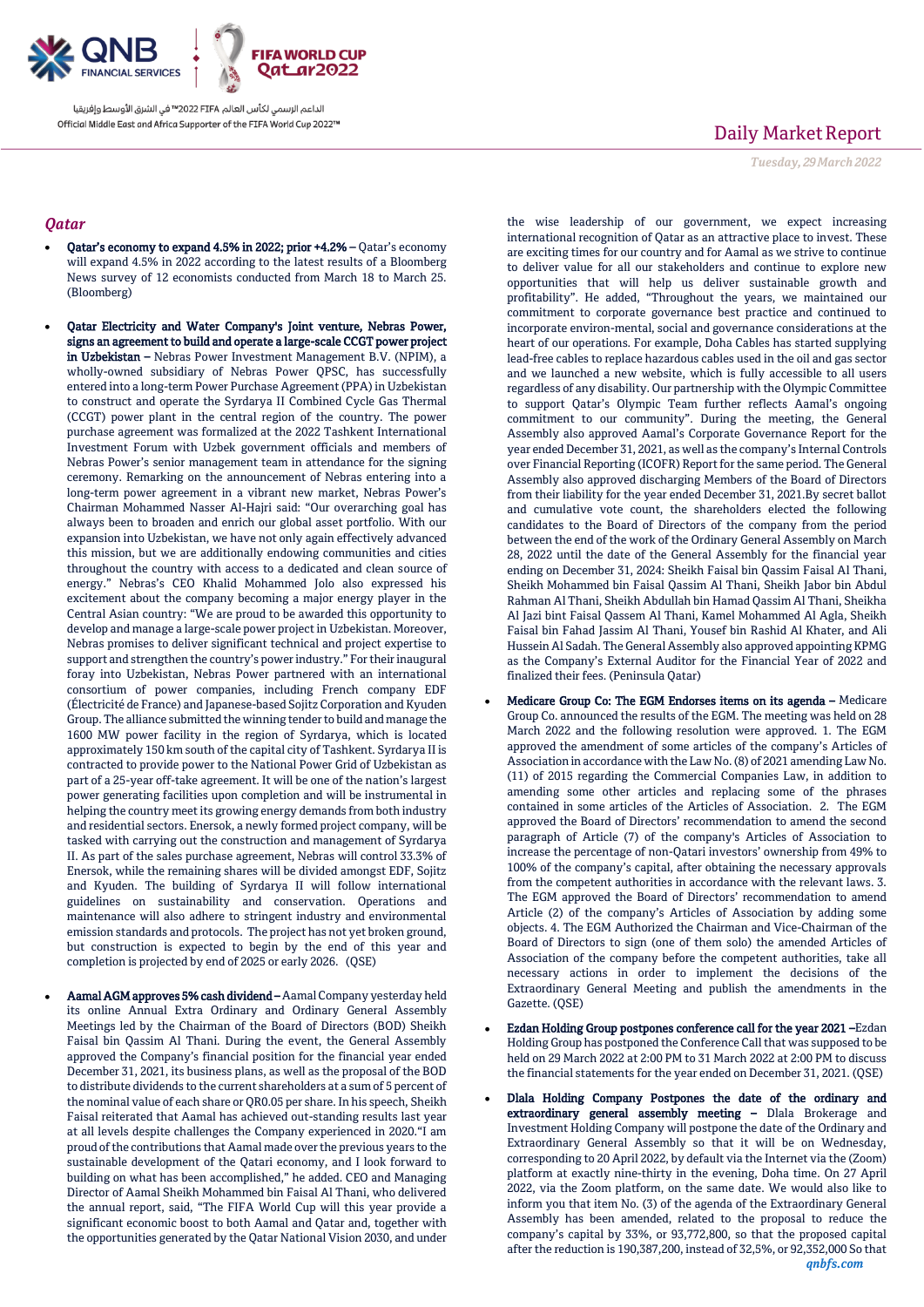## Qatar

- **Qatar's economy to expand 4.5% in 2022; prior +4.2% –** Qatar's economy will expand 4.5% in 2022 according to the latest results of a Bloomberg News survey of 12 economists conducted from March 18 to March 25. (Bloomberg)

- **Qatar Electricity and Water Company's Joint venture, Nebras Power, signs an agreement to build and operate a large-scale CCGT power project in Uzbekistan –** Nebras Power Investment Management B.V. (NPIM), a wholly-owned subsidiary of Nebras Power QPSC, has successfully entered into a long-term Power Purchase Agreement (PPA) in Uzbekistan to construct and operate the Syrdarya II Combined Cycle Gas Thermal (CCGT) power plant in the central region of the country. The power purchase agreement was formalized at the 2022 Tashkent International Investment Forum with Uzbek government officials and members of Nebras Power's senior management team in attendance for the signing ceremony. Remarking on the announcement of Nebras entering into a long-term power agreement in a vibrant new market, Nebras Power's Chairman Mohammed Nasser Al-Hajri said: "Our overarching goal has always been to broaden and enrich our global asset portfolio. With our expansion into Uzbekistan, we have not only again effectively advanced this mission, but we are additionally endowing communities and cities throughout the country with access to a dedicated and clean source of energy." Nebras's CEO Khalid Mohammed Jolo also expressed his excitement about the company becoming a major energy player in the Central Asian country: "We are proud to be awarded this opportunity to develop and manage a large-scale power project in Uzbekistan. Moreover, Nebras promises to deliver significant technical and project expertise to support and strengthen the country's power industry." For their inaugural foray into Uzbekistan, Nebras Power partnered with an international consortium of power companies, including French company EDF (Électricité de France) and Japanese-based Sojitz Corporation and Kyuden Group. The alliance submitted the winning tender to build and manage the 1600 MW power facility in the region of Syrdarya, which is located approximately 150 km south of the capital city of Tashkent. Syrdarya II is contracted to provide power to the National Power Grid of Uzbekistan as part of a 25-year off-take agreement. It will be one of the nation's largest power generating facilities upon completion and will be instrumental in helping the country meet its growing energy demands from both industry and residential sectors. Enersok, a newly formed project company, will be tasked with carrying out the construction and management of Syrdarya II. As part of the sales purchase agreement, Nebras will control 33.3% of Enersok, while the remaining shares will be divided amongst EDF, Sojitz and Kyuden. The building of Syrdarya II will follow international guidelines on sustainability and conservation. Operations and maintenance will also adhere to stringent industry and environmental emission standards and protocols. The project has not yet broken ground, but construction is expected to begin by the end of this year and completion is projected by end of 2025 or early 2026. (QSE)

- **Aamal AGM approves 5% cash dividend –** Aamal Company yesterday held its online Annual Extra Ordinary and Ordinary General Assembly Meetings led by the Chairman of the Board of Directors (BOD) Sheikh Faisal bin Qassim Al Thani. During the event, the General Assembly approved the Company's financial position for the financial year ended December 31, 2021, its business plans, as well as the proposal of the BOD to distribute dividends to the current shareholders at a sum of 5 percent of the nominal value of each share or QR0.05 per share. In his speech, Sheikh Faisal reiterated that Aamal has achieved out-standing results last year at all levels despite challenges the Company experienced in 2020."I am proud of the contributions that Aamal made over the previous years to the sustainable development of the Qatari economy, and I look forward to building on what has been accomplished," he added. CEO and Managing Director of Aamal Sheikh Mohammed bin Faisal Al Thani, who delivered the annual report, said, "The FIFA World Cup will this year provide a significant economic boost to both Aamal and Qatar and, together with the opportunities generated by the Qatar National Vision 2030, and under the wise leadership of our government, we expect increasing international recognition of Qatar as an attractive place to invest. These are exciting times for our country and for Aamal as we strive to continue to deliver value for all our stakeholders and continue to explore new opportunities that will help us deliver sustainable growth and profitability". He added, "Throughout the years, we maintained our commitment to corporate governance best practice and continued to incorporate environ-mental, social and governance considerations at the heart of our operations. For example, Doha Cables has started supplying lead-free cables to replace hazardous cables used in the oil and gas sector and we launched a new website, which is fully accessible to all users regardless of any disability. Our partnership with the Olympic Committee to support Qatar's Olympic Team further reflects Aamal's ongoing commitment to our community". During the meeting, the General Assembly also approved Aamal's Corporate Governance Report for the year ended December 31, 2021, as well as the company's Internal Controls over Financial Reporting (ICOFR) Report for the same period. The General Assembly also approved discharging Members of the Board of Directors from their liability for the year ended December 31, 2021.By secret ballot and cumulative vote count, the shareholders elected the following candidates to the Board of Directors of the company from the period between the end of the work of the Ordinary General Assembly on March 28, 2022 until the date of the General Assembly for the financial year ending on December 31, 2024: Sheikh Faisal bin Qassim Faisal Al Thani, Sheikh Mohammed bin Faisal Qassim Al Thani, Sheikh Jabor bin Abdul Rahman Al Thani, Sheikh Abdullah bin Hamad Qassim Al Thani, Sheikha Al Jazi bint Faisal Qassem Al Thani, Kamel Mohammed Al Agla, Sheikh Faisal bin Fahad Jassim Al Thani, Yousef bin Rashid Al Khater, and Ali Hussein Al Sadah. The General Assembly also approved appointing KPMG as the Company's External Auditor for the Financial Year of 2022 and finalized their fees. (Peninsula Qatar)

- **Medicare Group Co: The EGM Endorses items on its agenda –** Medicare Group Co. announced the results of the EGM. The meeting was held on 28 March 2022 and the following resolution were approved. 1. The EGM approved the amendment of some articles of the company's Articles of Association in accordance with the Law No. (8) of 2021 amending Law No. (11) of 2015 regarding the Commercial Companies Law, in addition to amending some other articles and replacing some of the phrases contained in some articles of the Articles of Association. 2. The EGM approved the Board of Directors' recommendation to amend the second paragraph of Article (7) of the company's Articles of Association to increase the percentage of non-Qatari investors' ownership from 49% to 100% of the company's capital, after obtaining the necessary approvals from the competent authorities in accordance with the relevant laws. 3. The EGM approved the Board of Directors' recommendation to amend Article (2) of the company's Articles of Association by adding some objects. 4. The EGM Authorized the Chairman and Vice-Chairman of the Board of Directors to sign (one of them solo) the amended Articles of Association of the company before the competent authorities, take all necessary actions in order to implement the decisions of the Extraordinary General Meeting and publish the amendments in the Gazette. (QSE)

- **Ezdan Holding Group postpones conference call for the year 2021 –** Ezdan Holding Group has postponed the Conference Call that was supposed to be held on 29 March 2022 at 2:00 PM to 31 March 2022 at 2:00 PM to discuss the financial statements for the year ended on December 31, 2021. (QSE)

- **Dlala Holding Company Postpones the date of the ordinary and extraordinary general assembly meeting –** Dlala Brokerage and Investment Holding Company will postpone the date of the Ordinary and Extraordinary General Assembly so that it will be on Wednesday, corresponding to 20 April 2022, by default via the Internet via the (Zoom) platform at exactly nine-thirty in the evening, Doha time. On 27 April 2022, via the Zoom platform, on the same date. We would also like to inform you that item No. (3) of the agenda of the Extraordinary General Assembly has been amended, related to the proposal to reduce the company's capital by 33%, or 93,772,800, so that the proposed capital after the reduction is 190,387,200, instead of 32,5%, or 92,352,000 So that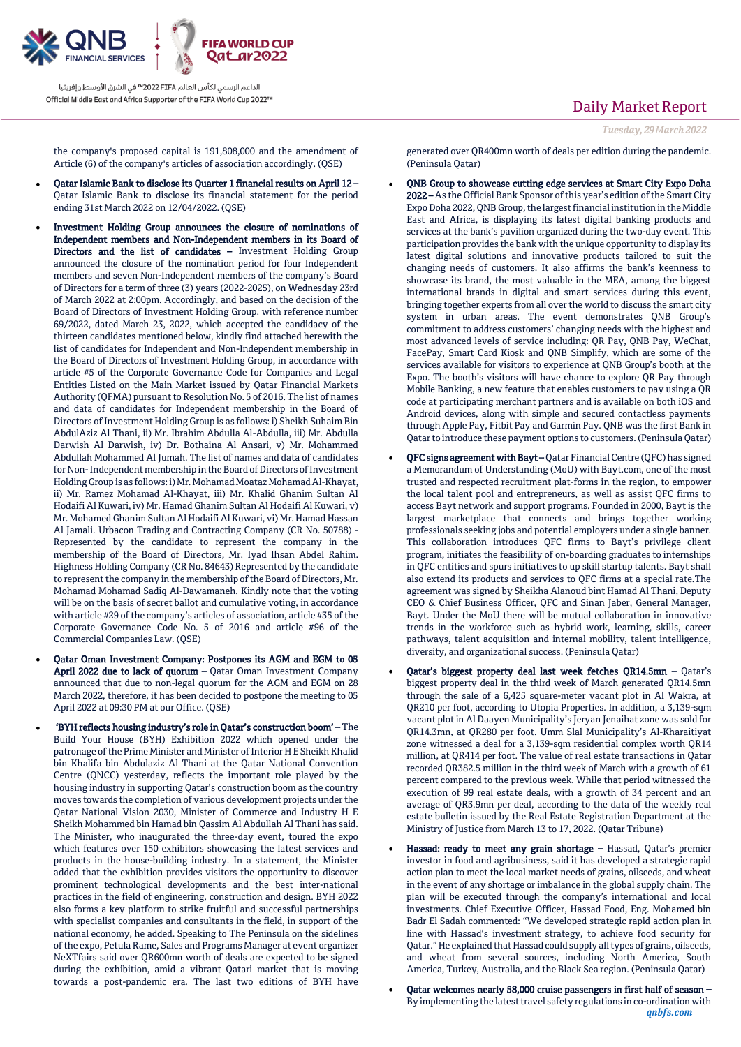the company's proposed capital is 191,808,000 and the amendment of Article (6) of the company's articles of association accordingly. (QSE)

- **Qatar Islamic Bank to disclose its Quarter 1 financial results on April 12 –** Qatar Islamic Bank to disclose its financial statement for the period ending 31st March 2022 on 12/04/2022. (QSE)
- **Investment Holding Group announces the closure of nominations of Independent members and Non-Independent members in its Board of Directors and the list of candidates –** Investment Holding Group announced the closure of the nomination period for four Independent members and seven Non-Independent members of the company's Board of Directors for a term of three (3) years (2022-2025), on Wednesday 23rd of March 2022 at 2:00pm. Accordingly, and based on the decision of the Board of Directors of Investment Holding Group. with reference number 69/2022, dated March 23, 2022, which accepted the candidacy of the thirteen candidates mentioned below, kindly find attached herewith the list of candidates for Independent and Non-Independent membership in the Board of Directors of Investment Holding Group, in accordance with article #5 of the Corporate Governance Code for Companies and Legal Entities Listed on the Main Market issued by Qatar Financial Markets Authority (QFMA) pursuant to Resolution No. 5 of 2016. The list of names and data of candidates for Independent membership in the Board of Directors of Investment Holding Group is as follows: i) Sheikh Suhaim Bin AbdulAziz Al Thani, ii) Mr. Ibrahim Abdulla Al-Abdulla, iii) Mr. Abdulla Darwish Al Darwish, iv) Dr. Bothaina Al Ansari, v) Mr. Mohammed Abdullah Mohammed Al Jumah. The list of names and data of candidates for Non- Independent membership in the Board of Directors of Investment Holding Group is as follows: i) Mr. Mohamad Moataz Mohamad Al-Khayat, ii) Mr. Ramez Mohamad Al-Khayat, iii) Mr. Khalid Ghanim Sultan Al Hodaifi Al Kuwari, iv) Mr. Hamad Ghanim Sultan Al Hodaifi Al Kuwari, v) Mr. Mohamed Ghanim Sultan Al Hodaifi Al Kuwari, vi) Mr. Hamad Hassan Al Jamali. Urbacon Trading and Contracting Company (CR No. 50788) - Represented by the candidate to represent the company in the membership of the Board of Directors, Mr. Iyad Ihsan Abdel Rahim. Highness Holding Company (CR No. 84643) Represented by the candidate to represent the company in the membership of the Board of Directors, Mr. Mohamad Mohamad Sadiq Al-Dawamaneh. Kindly note that the voting will be on the basis of secret ballot and cumulative voting, in accordance with article #29 of the company's articles of association, article #35 of the Corporate Governance Code No. 5 of 2016 and article #96 of the Commercial Companies Law. (QSE)
- **Qatar Oman Investment Company: Postpones its AGM and EGM to 05 April 2022 due to lack of quorum –** Qatar Oman Investment Company announced that due to non-legal quorum for the AGM and EGM on 28 March 2022, therefore, it has been decided to postpone the meeting to 05 April 2022 at 09:30 PM at our Office. (QSE)
- **'BYH reflects housing industry's role in Qatar's construction boom' –** The Build Your House (BYH) Exhibition 2022 which opened under the patronage of the Prime Minister and Minister of Interior H E Sheikh Khalid bin Khalifa bin Abdulaziz Al Thani at the Qatar National Convention Centre (QNCC) yesterday, reflects the important role played by the housing industry in supporting Qatar's construction boom as the country moves towards the completion of various development projects under the Qatar National Vision 2030, Minister of Commerce and Industry H E Sheikh Mohammed bin Hamad bin Qassim Al Abdullah Al Thani has said. The Minister, who inaugurated the three-day event, toured the expo which features over 150 exhibitors showcasing the latest services and products in the house-building industry. In a statement, the Minister added that the exhibition provides visitors the opportunity to discover prominent technological developments and the best inter-national practices in the field of engineering, construction and design. BYH 2022 also forms a key platform to strike fruitful and successful partnerships with specialist companies and consultants in the field, in support of the national economy, he added. Speaking to The Peninsula on the sidelines of the expo, Petula Rame, Sales and Programs Manager at event organizer NeXTfairs said over QR600mn worth of deals are expected to be signed during the exhibition, amid a vibrant Qatari market that is moving towards a post-pandemic era. The last two editions of BYH have generated over QR400mn worth of deals per edition during the pandemic. (Peninsula Qatar)
- **QNB Group to showcase cutting edge services at Smart City Expo Doha 2022 –** As the Official Bank Sponsor of this year's edition of the Smart City Expo Doha 2022, QNB Group, the largest financial institution in the Middle East and Africa, is displaying its latest digital banking products and services at the bank's pavilion organized during the two-day event. This participation provides the bank with the unique opportunity to display its latest digital solutions and innovative products tailored to suit the changing needs of customers. It also affirms the bank's keenness to showcase its brand, the most valuable in the MEA, among the biggest international brands in digital and smart services during this event, bringing together experts from all over the world to discuss the smart city system in urban areas. The event demonstrates QNB Group's commitment to address customers' changing needs with the highest and most advanced levels of service including: QR Pay, QNB Pay, WeChat, FacePay, Smart Card Kiosk and QNB Simplify, which are some of the services available for visitors to experience at QNB Group's booth at the Expo. The booth's visitors will have chance to explore QR Pay through Mobile Banking, a new feature that enables customers to pay using a QR code at participating merchant partners and is available on both iOS and Android devices, along with simple and secured contactless payments through Apple Pay, Fitbit Pay and Garmin Pay. QNB was the first Bank in Qatar to introduce these payment options to customers. (Peninsula Qatar)
- **QFC signs agreement with Bayt –** Qatar Financial Centre (QFC) has signed a Memorandum of Understanding (MoU) with Bayt.com, one of the most trusted and respected recruitment plat-forms in the region, to empower the local talent pool and entrepreneurs, as well as assist QFC firms to access Bayt network and support programs. Founded in 2000, Bayt is the largest marketplace that connects and brings together working professionals seeking jobs and potential employers under a single banner. This collaboration introduces QFC firms to Bayt's privilege client program, initiates the feasibility of on-boarding graduates to internships in QFC entities and spurs initiatives to up skill startup talents. Bayt shall also extend its products and services to QFC firms at a special rate.The agreement was signed by Sheikha Alanoud bint Hamad Al Thani, Deputy CEO & Chief Business Officer, QFC and Sinan Jaber, General Manager, Bayt. Under the MoU there will be mutual collaboration in innovative trends in the workforce such as hybrid work, learning, skills, career pathways, talent acquisition and internal mobility, talent intelligence, diversity, and organizational success. (Peninsula Qatar)
- **Qatar's biggest property deal last week fetches QR14.5mn –** Qatar's biggest property deal in the third week of March generated QR14.5mn through the sale of a 6,425 square-meter vacant plot in Al Wakra, at QR210 per foot, according to Utopia Properties. In addition, a 3,139-sqm vacant plot in Al Daayen Municipality's Jeryan Jenaihat zone was sold for QR14.3mn, at QR280 per foot. Umm Slal Municipality's Al-Kharaitiyat zone witnessed a deal for a 3,139-sqm residential complex worth QR14 million, at QR414 per foot. The value of real estate transactions in Qatar recorded QR382.5 million in the third week of March with a growth of 61 percent compared to the previous week. While that period witnessed the execution of 99 real estate deals, with a growth of 34 percent and an average of QR3.9mn per deal, according to the data of the weekly real estate bulletin issued by the Real Estate Registration Department at the Ministry of Justice from March 13 to 17, 2022. (Qatar Tribune)
- **Hassad: ready to meet any grain shortage –** Hassad, Qatar's premier investor in food and agribusiness, said it has developed a strategic rapid action plan to meet the local market needs of grains, oilseeds, and wheat in the event of any shortage or imbalance in the global supply chain. The plan will be executed through the company's international and local investments. Chief Executive Officer, Hassad Food, Eng. Mohamed bin Badr El Sadah commented: "We developed strategic rapid action plan in line with Hassad's investment strategy, to achieve food security for Qatar." He explained that Hassad could supply all types of grains, oilseeds, and wheat from several sources, including North America, South America, Turkey, Australia, and the Black Sea region. (Peninsula Qatar)
- **Qatar welcomes nearly 58,000 cruise passengers in first half of season –** By implementing the latest travel safety regulations in co-ordination with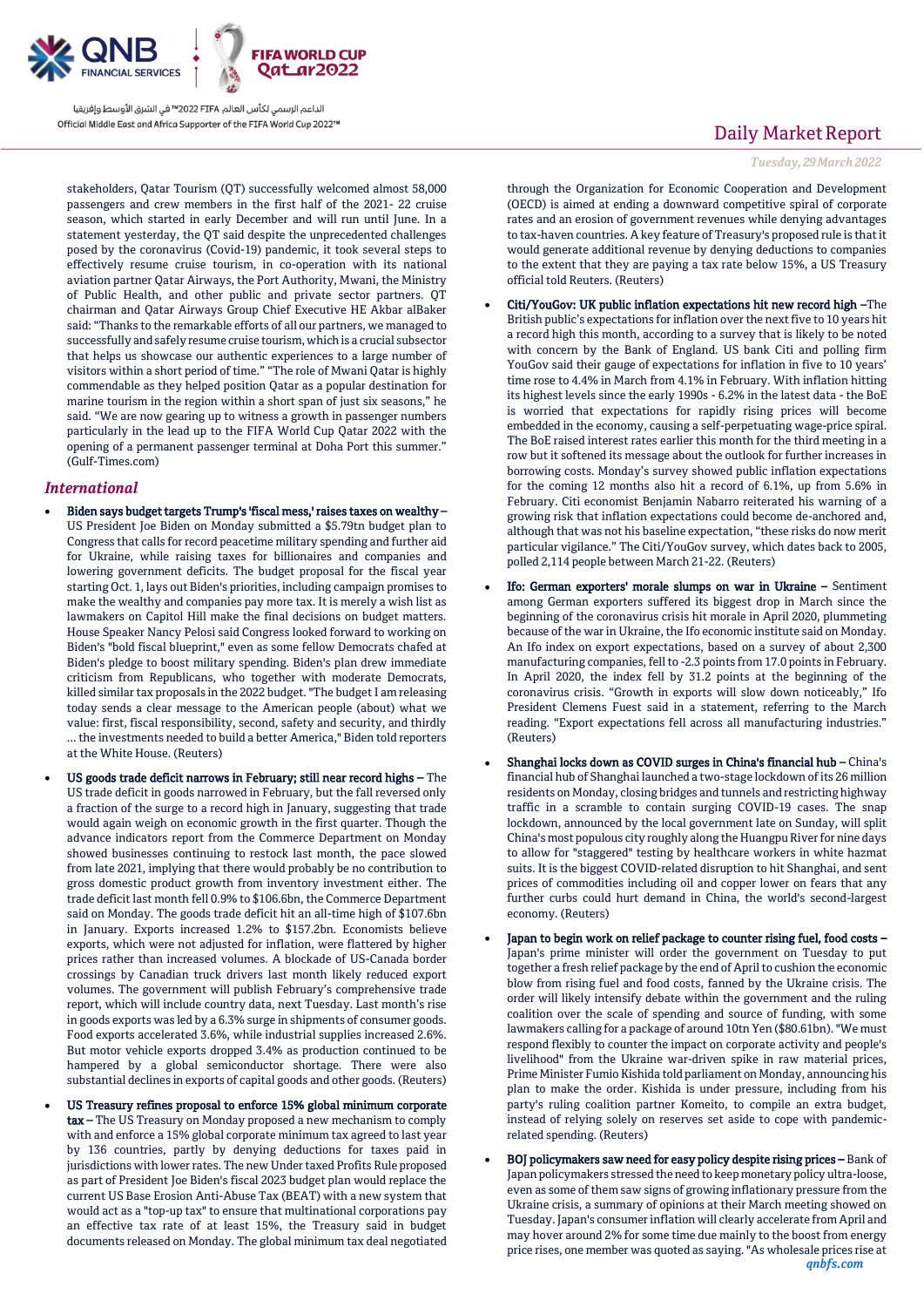stakeholders, Qatar Tourism (QT) successfully welcomed almost 58,000 passengers and crew members in the first half of the 2021- 22 cruise season, which started in early December and will run until June. In a statement yesterday, the QT said despite the unprecedented challenges posed by the coronavirus (Covid-19) pandemic, it took several steps to effectively resume cruise tourism, in co-operation with its national aviation partner Qatar Airways, the Port Authority, Mwani, the Ministry of Public Health, and other public and private sector partners. QT chairman and Qatar Airways Group Chief Executive HE Akbar alBaker said: "Thanks to the remarkable efforts of all our partners, we managed to successfully and safely resume cruise tourism, which is a crucial subsector that helps us showcase our authentic experiences to a large number of visitors within a short period of time." "The role of Mwani Qatar is highly commendable as they helped position Qatar as a popular destination for marine tourism in the region within a short span of just six seasons," he said. "We are now gearing up to witness a growth in passenger numbers particularly in the lead up to the FIFA World Cup Qatar 2022 with the opening of a permanent passenger terminal at Doha Port this summer." (Gulf-Times.com)

## International

- **Biden says budget targets Trump's 'fiscal mess,' raises taxes on wealthy –** US President Joe Biden on Monday submitted a $5.79tn budget plan to Congress that calls for record peacetime military spending and further aid for Ukraine, while raising taxes for billionaires and companies and lowering government deficits. The budget proposal for the fiscal year starting Oct. 1, lays out Biden's priorities, including campaign promises to make the wealthy and companies pay more tax. It is merely a wish list as lawmakers on Capitol Hill make the final decisions on budget matters. House Speaker Nancy Pelosi said Congress looked forward to working on Biden's "bold fiscal blueprint," even as some fellow Democrats chafed at Biden's pledge to boost military spending. Biden's plan drew immediate criticism from Republicans, who together with moderate Democrats, killed similar tax proposals in the 2022 budget. "The budget I am releasing today sends a clear message to the American people (about) what we value: first, fiscal responsibility, second, safety and security, and thirdly ... the investments needed to build a better America," Biden told reporters at the White House. (Reuters)
- **US goods trade deficit narrows in February; still near record highs –** The US trade deficit in goods narrowed in February, but the fall reversed only a fraction of the surge to a record high in January, suggesting that trade would again weigh on economic growth in the first quarter. Though the advance indicators report from the Commerce Department on Monday showed businesses continuing to restock last month, the pace slowed from late 2021, implying that there would probably be no contribution to gross domestic product growth from inventory investment either. The trade deficit last month fell 0.9% to $106.6bn, the Commerce Department said on Monday. The goods trade deficit hit an all-time high of $107.6bn in January. Exports increased 1.2% to $157.2bn. Economists believe exports, which were not adjusted for inflation, were flattered by higher prices rather than increased volumes. A blockade of US-Canada border crossings by Canadian truck drivers last month likely reduced export volumes. The government will publish February's comprehensive trade report, which will include country data, next Tuesday. Last month's rise in goods exports was led by a 6.3% surge in shipments of consumer goods. Food exports accelerated 3.6%, while industrial supplies increased 2.6%. But motor vehicle exports dropped 3.4% as production continued to be hampered by a global semiconductor shortage. There were also substantial declines in exports of capital goods and other goods. (Reuters)
- **US Treasury refines proposal to enforce 15% global minimum corporate tax –** The US Treasury on Monday proposed a new mechanism to comply with and enforce a 15% global corporate minimum tax agreed to last year by 136 countries, partly by denying deductions for taxes paid in jurisdictions with lower rates. The new Under taxed Profits Rule proposed as part of President Joe Biden's fiscal 2023 budget plan would replace the current US Base Erosion Anti-Abuse Tax (BEAT) with a new system that would act as a "top-up tax" to ensure that multinational corporations pay an effective tax rate of at least 15%, the Treasury said in budget documents released on Monday. The global minimum tax deal negotiated through the Organization for Economic Cooperation and Development (OECD) is aimed at ending a downward competitive spiral of corporate rates and an erosion of government revenues while denying advantages to tax-haven countries. A key feature of Treasury's proposed rule is that it would generate additional revenue by denying deductions to companies to the extent that they are paying a tax rate below 15%, a US Treasury official told Reuters. (Reuters)
- **Citi/YouGov: UK public inflation expectations hit new record high –** The British public's expectations for inflation over the next five to 10 years hit a record high this month, according to a survey that is likely to be noted with concern by the Bank of England. US bank Citi and polling firm YouGov said their gauge of expectations for inflation in five to 10 years' time rose to 4.4% in March from 4.1% in February. With inflation hitting its highest levels since the early 1990s - 6.2% in the latest data - the BoE is worried that expectations for rapidly rising prices will become embedded in the economy, causing a self-perpetuating wage-price spiral. The BoE raised interest rates earlier this month for the third meeting in a row but it softened its message about the outlook for further increases in borrowing costs. Monday's survey showed public inflation expectations for the coming 12 months also hit a record of 6.1%, up from 5.6% in February. Citi economist Benjamin Nabarro reiterated his warning of a growing risk that inflation expectations could become de-anchored and, although that was not his baseline expectation, "these risks do now merit particular vigilance." The Citi/YouGov survey, which dates back to 2005, polled 2,114 people between March 21-22. (Reuters)
- **Ifo: German exporters' morale slumps on war in Ukraine –** Sentiment among German exporters suffered its biggest drop in March since the beginning of the coronavirus crisis hit morale in April 2020, plummeting because of the war in Ukraine, the Ifo economic institute said on Monday. An Ifo index on export expectations, based on a survey of about 2,300 manufacturing companies, fell to -2.3 points from 17.0 points in February. In April 2020, the index fell by 31.2 points at the beginning of the coronavirus crisis. "Growth in exports will slow down noticeably," Ifo President Clemens Fuest said in a statement, referring to the March reading. "Export expectations fell across all manufacturing industries." (Reuters)
- **Shanghai locks down as COVID surges in China's financial hub –** China's financial hub of Shanghai launched a two-stage lockdown of its 26 million residents on Monday, closing bridges and tunnels and restricting highway traffic in a scramble to contain surging COVID-19 cases. The snap lockdown, announced by the local government late on Sunday, will split China's most populous city roughly along the Huangpu River for nine days to allow for "staggered" testing by healthcare workers in white hazmat suits. It is the biggest COVID-related disruption to hit Shanghai, and sent prices of commodities including oil and copper lower on fears that any further curbs could hurt demand in China, the world's second-largest economy. (Reuters)
- **Japan to begin work on relief package to counter rising fuel, food costs –** Japan's prime minister will order the government on Tuesday to put together a fresh relief package by the end of April to cushion the economic blow from rising fuel and food costs, fanned by the Ukraine crisis. The order will likely intensify debate within the government and the ruling coalition over the scale of spending and source of funding, with some lawmakers calling for a package of around 10tn Yen ($80.61bn). "We must respond flexibly to counter the impact on corporate activity and people's livelihood" from the Ukraine war-driven spike in raw material prices, Prime Minister Fumio Kishida told parliament on Monday, announcing his plan to make the order. Kishida is under pressure, including from his party's ruling coalition partner Komeito, to compile an extra budget, instead of relying solely on reserves set aside to cope with pandemic-related spending. (Reuters)
- **BOJ policymakers saw need for easy policy despite rising prices –** Bank of Japan policymakers stressed the need to keep monetary policy ultra-loose, even as some of them saw signs of growing inflationary pressure from the Ukraine crisis, a summary of opinions at their March meeting showed on Tuesday. Japan's consumer inflation will clearly accelerate from April and may hover around 2% for some time due mainly to the boost from energy price rises, one member was quoted as saying. "As wholesale prices rise at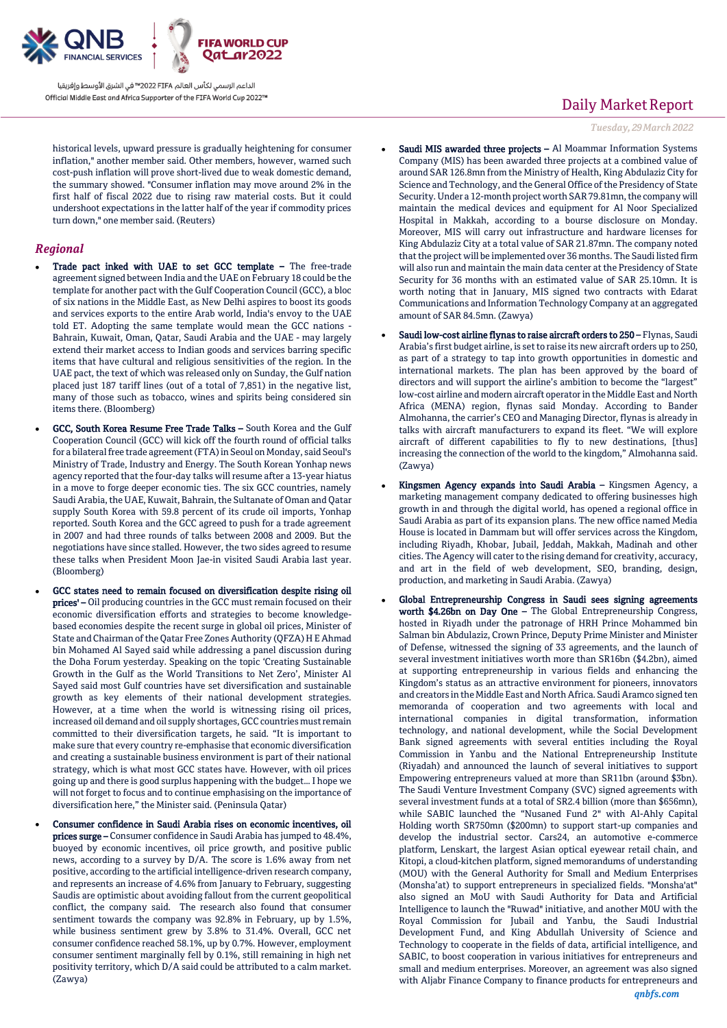historical levels, upward pressure is gradually heightening for consumer inflation," another member said. Other members, however, warned such cost-push inflation will prove short-lived due to weak domestic demand, the summary showed. "Consumer inflation may move around 2% in the first half of fiscal 2022 due to rising raw material costs. But it could undershoot expectations in the latter half of the year if commodity prices turn down," one member said. (Reuters)

## Regional

- **Trade pact inked with UAE to set GCC template –** The free-trade agreement signed between India and the UAE on February 18 could be the template for another pact with the Gulf Cooperation Council (GCC), a bloc of six nations in the Middle East, as New Delhi aspires to boost its goods and services exports to the entire Arab world, India's envoy to the UAE told ET. Adopting the same template would mean the GCC nations - Bahrain, Kuwait, Oman, Qatar, Saudi Arabia and the UAE - may largely extend their market access to Indian goods and services barring specific items that have cultural and religious sensitivities of the region. In the UAE pact, the text of which was released only on Sunday, the Gulf nation placed just 187 tariff lines (out of a total of 7,851) in the negative list, many of those such as tobacco, wines and spirits being considered sin items there. (Bloomberg)

- **GCC, South Korea Resume Free Trade Talks –** South Korea and the Gulf Cooperation Council (GCC) will kick off the fourth round of official talks for a bilateral free trade agreement (FTA) in Seoul on Monday, said Seoul's Ministry of Trade, Industry and Energy. The South Korean Yonhap news agency reported that the four-day talks will resume after a 13-year hiatus in a move to forge deeper economic ties. The six GCC countries, namely Saudi Arabia, the UAE, Kuwait, Bahrain, the Sultanate of Oman and Qatar supply South Korea with 59.8 percent of its crude oil imports, Yonhap reported. South Korea and the GCC agreed to push for a trade agreement in 2007 and had three rounds of talks between 2008 and 2009. But the negotiations have since stalled. However, the two sides agreed to resume these talks when President Moon Jae-in visited Saudi Arabia last year. (Bloomberg)

- **GCC states need to remain focused on diversification despite rising oil prices' –** Oil producing countries in the GCC must remain focused on their economic diversification efforts and strategies to become knowledge-based economies despite the recent surge in global oil prices, Minister of State and Chairman of the Qatar Free Zones Authority (QFZA) H E Ahmad bin Mohamed Al Sayed said while addressing a panel discussion during the Doha Forum yesterday. Speaking on the topic 'Creating Sustainable Growth in the Gulf as the World Transitions to Net Zero', Minister Al Sayed said most Gulf countries have set diversification and sustainable growth as key elements of their national development strategies. However, at a time when the world is witnessing rising oil prices, increased oil demand and oil supply shortages, GCC countries must remain committed to their diversification targets, he said. "It is important to make sure that every country re-emphasise that economic diversification and creating a sustainable business environment is part of their national strategy, which is what most GCC states have. However, with oil prices going up and there is good surplus happening with the budget... I hope we will not forget to focus and to continue emphasising on the importance of diversification here," the Minister said. (Peninsula Qatar)

- **Consumer confidence in Saudi Arabia rises on economic incentives, oil prices surge –** Consumer confidence in Saudi Arabia has jumped to 48.4%, buoyed by economic incentives, oil price growth, and positive public news, according to a survey by D/A. The score is 1.6% away from net positive, according to the artificial intelligence-driven research company, and represents an increase of 4.6% from January to February, suggesting Saudis are optimistic about avoiding fallout from the current geopolitical conflict, the company said. The research also found that consumer sentiment towards the company was 92.8% in February, up by 1.5%, while business sentiment grew by 3.8% to 31.4%. Overall, GCC net consumer confidence reached 58.1%, up by 0.7%. However, employment consumer sentiment marginally fell by 0.1%, still remaining in high net positivity territory, which D/A said could be attributed to a calm market. (Zawya)

- **Saudi MIS awarded three projects –** Al Moammar Information Systems Company (MIS) has been awarded three projects at a combined value of around SAR 126.8mn from the Ministry of Health, King Abdulaziz City for Science and Technology, and the General Office of the Presidency of State Security. Under a 12-month project worth SAR 79.81mn, the company will maintain the medical devices and equipment for Al Noor Specialized Hospital in Makkah, according to a bourse disclosure on Monday. Moreover, MIS will carry out infrastructure and hardware licenses for King Abdulaziz City at a total value of SAR 21.87mn. The company noted that the project will be implemented over 36 months. The Saudi listed firm will also run and maintain the main data center at the Presidency of State Security for 36 months with an estimated value of SAR 25.10mn. It is worth noting that in January, MIS signed two contracts with Edarat Communications and Information Technology Company at an aggregated amount of SAR 84.5mn. (Zawya)

- **Saudi low-cost airline flynas to raise aircraft orders to 250 –** Flynas, Saudi Arabia's first budget airline, is set to raise its new aircraft orders up to 250, as part of a strategy to tap into growth opportunities in domestic and international markets. The plan has been approved by the board of directors and will support the airline's ambition to become the "largest" low-cost airline and modern aircraft operator in the Middle East and North Africa (MENA) region, flynas said Monday. According to Bander Almohanna, the carrier's CEO and Managing Director, flynas is already in talks with aircraft manufacturers to expand its fleet. "We will explore aircraft of different capabilities to fly to new destinations, [thus] increasing the connection of the world to the kingdom," Almohanna said. (Zawya)

- **Kingsmen Agency expands into Saudi Arabia –** Kingsmen Agency, a marketing management company dedicated to offering businesses high growth in and through the digital world, has opened a regional office in Saudi Arabia as part of its expansion plans. The new office named Media House is located in Dammam but will offer services across the Kingdom, including Riyadh, Khobar, Jubail, Jeddah, Makkah, Madinah and other cities. The Agency will cater to the rising demand for creativity, accuracy, and art in the field of web development, SEO, branding, design, production, and marketing in Saudi Arabia. (Zawya)

- **Global Entrepreneurship Congress in Saudi sees signing agreements worth $4.26bn on Day One –** The Global Entrepreneurship Congress, hosted in Riyadh under the patronage of HRH Prince Mohammed bin Salman bin Abdulaziz, Crown Prince, Deputy Prime Minister and Minister of Defense, witnessed the signing of 33 agreements, and the launch of several investment initiatives worth more than SR16bn ($4.2bn), aimed at supporting entrepreneurship in various fields and enhancing the Kingdom's status as an attractive environment for pioneers, innovators and creators in the Middle East and North Africa. Saudi Aramco signed ten memoranda of cooperation and two agreements with local and international companies in digital transformation, information technology, and national development, while the Social Development Bank signed agreements with several entities including the Royal Commission in Yanbu and the National Entrepreneurship Institute (Riyadah) and announced the launch of several initiatives to support Empowering entrepreneurs valued at more than SR11bn (around $3bn). The Saudi Venture Investment Company (SVC) signed agreements with several investment funds at a total of SR2.4 billion (more than $656mn), while SABIC launched the "Nusaned Fund 2" with Al-Ahly Capital Holding worth SR750mn ($200mn) to support start-up companies and develop the industrial sector. Cars24, an automotive e-commerce platform, Lenskart, the largest Asian optical eyewear retail chain, and Kitopi, a cloud-kitchen platform, signed memorandums of understanding (MOU) with the General Authority for Small and Medium Enterprises (Monsha'at) to support entrepreneurs in specialized fields. "Monsha'at" also signed an MoU with Saudi Authority for Data and Artificial Intelligence to launch the "Ruwad" initiative, and another M0U with the Royal Commission for Jubail and Yanbu, the Saudi Industrial Development Fund, and King Abdullah University of Science and Technology to cooperate in the fields of data, artificial intelligence, and SABIC, to boost cooperation in various initiatives for entrepreneurs and small and medium enterprises. Moreover, an agreement was also signed with Aljabr Finance Company to finance products for entrepreneurs and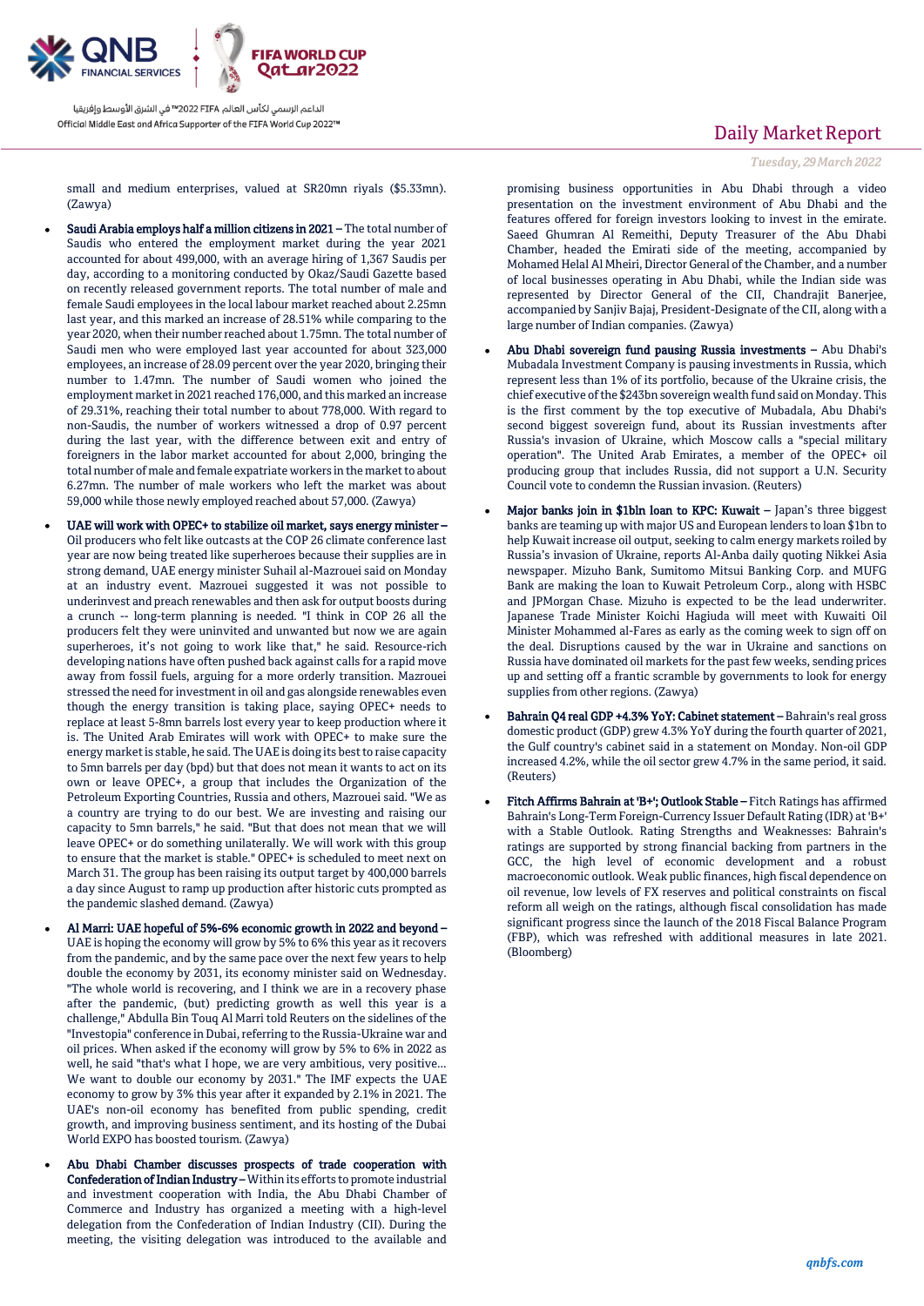small and medium enterprises, valued at SR20mn riyals ($5.33mn). (Zawya)

- **Saudi Arabia employs half a million citizens in 2021 –** The total number of Saudis who entered the employment market during the year 2021 accounted for about 499,000, with an average hiring of 1,367 Saudis per day, according to a monitoring conducted by Okaz/Saudi Gazette based on recently released government reports. The total number of male and female Saudi employees in the local labour market reached about 2.25mn last year, and this marked an increase of 28.51% while comparing to the year 2020, when their number reached about 1.75mn. The total number of Saudi men who were employed last year accounted for about 323,000 employees, an increase of 28.09 percent over the year 2020, bringing their number to 1.47mn. The number of Saudi women who joined the employment market in 2021 reached 176,000, and this marked an increase of 29.31%, reaching their total number to about 778,000. With regard to non-Saudis, the number of workers witnessed a drop of 0.97 percent during the last year, with the difference between exit and entry of foreigners in the labor market accounted for about 2,000, bringing the total number of male and female expatriate workers in the market to about 6.27mn. The number of male workers who left the market was about 59,000 while those newly employed reached about 57,000. (Zawya)
- **UAE will work with OPEC+ to stabilize oil market, says energy minister –** Oil producers who felt like outcasts at the COP 26 climate conference last year are now being treated like superheroes because their supplies are in strong demand, UAE energy minister Suhail al-Mazrouei said on Monday at an industry event. Mazrouei suggested it was not possible to underinvest and preach renewables and then ask for output boosts during a crunch -- long-term planning is needed. "I think in COP 26 all the producers felt they were uninvited and unwanted but now we are again superheroes, it's not going to work like that," he said. Resource-rich developing nations have often pushed back against calls for a rapid move away from fossil fuels, arguing for a more orderly transition. Mazrouei stressed the need for investment in oil and gas alongside renewables even though the energy transition is taking place, saying OPEC+ needs to replace at least 5-8mn barrels lost every year to keep production where it is. The United Arab Emirates will work with OPEC+ to make sure the energy market is stable, he said. The UAE is doing its best to raise capacity to 5mn barrels per day (bpd) but that does not mean it wants to act on its own or leave OPEC+, a group that includes the Organization of the Petroleum Exporting Countries, Russia and others, Mazrouei said. "We as a country are trying to do our best. We are investing and raising our capacity to 5mn barrels," he said. "But that does not mean that we will leave OPEC+ or do something unilaterally. We will work with this group to ensure that the market is stable." OPEC+ is scheduled to meet next on March 31. The group has been raising its output target by 400,000 barrels a day since August to ramp up production after historic cuts prompted as the pandemic slashed demand. (Zawya)
- **Al Marri: UAE hopeful of 5%-6% economic growth in 2022 and beyond –** UAE is hoping the economy will grow by 5% to 6% this year as it recovers from the pandemic, and by the same pace over the next few years to help double the economy by 2031, its economy minister said on Wednesday. "The whole world is recovering, and I think we are in a recovery phase after the pandemic, (but) predicting growth as well this year is a challenge," Abdulla Bin Touq Al Marri told Reuters on the sidelines of the "Investopia" conference in Dubai, referring to the Russia-Ukraine war and oil prices. When asked if the economy will grow by 5% to 6% in 2022 as well, he said "that's what I hope, we are very ambitious, very positive... We want to double our economy by 2031." The IMF expects the UAE economy to grow by 3% this year after it expanded by 2.1% in 2021. The UAE's non-oil economy has benefited from public spending, credit growth, and improving business sentiment, and its hosting of the Dubai World EXPO has boosted tourism. (Zawya)
- **Abu Dhabi Chamber discusses prospects of trade cooperation with Confederation of Indian Industry –** Within its efforts to promote industrial and investment cooperation with India, the Abu Dhabi Chamber of Commerce and Industry has organized a meeting with a high-level delegation from the Confederation of Indian Industry (CII). During the meeting, the visiting delegation was introduced to the available and promising business opportunities in Abu Dhabi through a video presentation on the investment environment of Abu Dhabi and the features offered for foreign investors looking to invest in the emirate. Saeed Ghumran Al Remeithi, Deputy Treasurer of the Abu Dhabi Chamber, headed the Emirati side of the meeting, accompanied by Mohamed Helal Al Mheiri, Director General of the Chamber, and a number of local businesses operating in Abu Dhabi, while the Indian side was represented by Director General of the CII, Chandrajit Banerjee, accompanied by Sanjiv Bajaj, President-Designate of the CII, along with a large number of Indian companies. (Zawya)
- **Abu Dhabi sovereign fund pausing Russia investments –** Abu Dhabi's Mubadala Investment Company is pausing investments in Russia, which represent less than 1% of its portfolio, because of the Ukraine crisis, the chief executive of the $243bn sovereign wealth fund said on Monday. This is the first comment by the top executive of Mubadala, Abu Dhabi's second biggest sovereign fund, about its Russian investments after Russia's invasion of Ukraine, which Moscow calls a "special military operation". The United Arab Emirates, a member of the OPEC+ oil producing group that includes Russia, did not support a U.N. Security Council vote to condemn the Russian invasion. (Reuters)
- **Major banks join in $1bln loan to KPC: Kuwait –** Japan's three biggest banks are teaming up with major US and European lenders to loan $1bn to help Kuwait increase oil output, seeking to calm energy markets roiled by Russia's invasion of Ukraine, reports Al-Anba daily quoting Nikkei Asia newspaper. Mizuho Bank, Sumitomo Mitsui Banking Corp. and MUFG Bank are making the loan to Kuwait Petroleum Corp., along with HSBC and JPMorgan Chase. Mizuho is expected to be the lead underwriter. Japanese Trade Minister Koichi Hagiuda will meet with Kuwaiti Oil Minister Mohammed al-Fares as early as the coming week to sign off on the deal. Disruptions caused by the war in Ukraine and sanctions on Russia have dominated oil markets for the past few weeks, sending prices up and setting off a frantic scramble by governments to look for energy supplies from other regions. (Zawya)
- **Bahrain Q4 real GDP +4.3% YoY: Cabinet statement –** Bahrain's real gross domestic product (GDP) grew 4.3% YoY during the fourth quarter of 2021, the Gulf country's cabinet said in a statement on Monday. Non-oil GDP increased 4.2%, while the oil sector grew 4.7% in the same period, it said. (Reuters)
- **Fitch Affirms Bahrain at 'B+'; Outlook Stable –** Fitch Ratings has affirmed Bahrain's Long-Term Foreign-Currency Issuer Default Rating (IDR) at 'B+' with a Stable Outlook. Rating Strengths and Weaknesses: Bahrain's ratings are supported by strong financial backing from partners in the GCC, the high level of economic development and a robust macroeconomic outlook. Weak public finances, high fiscal dependence on oil revenue, low levels of FX reserves and political constraints on fiscal reform all weigh on the ratings, although fiscal consolidation has made significant progress since the launch of the 2018 Fiscal Balance Program (FBP), which was refreshed with additional measures in late 2021. (Bloomberg)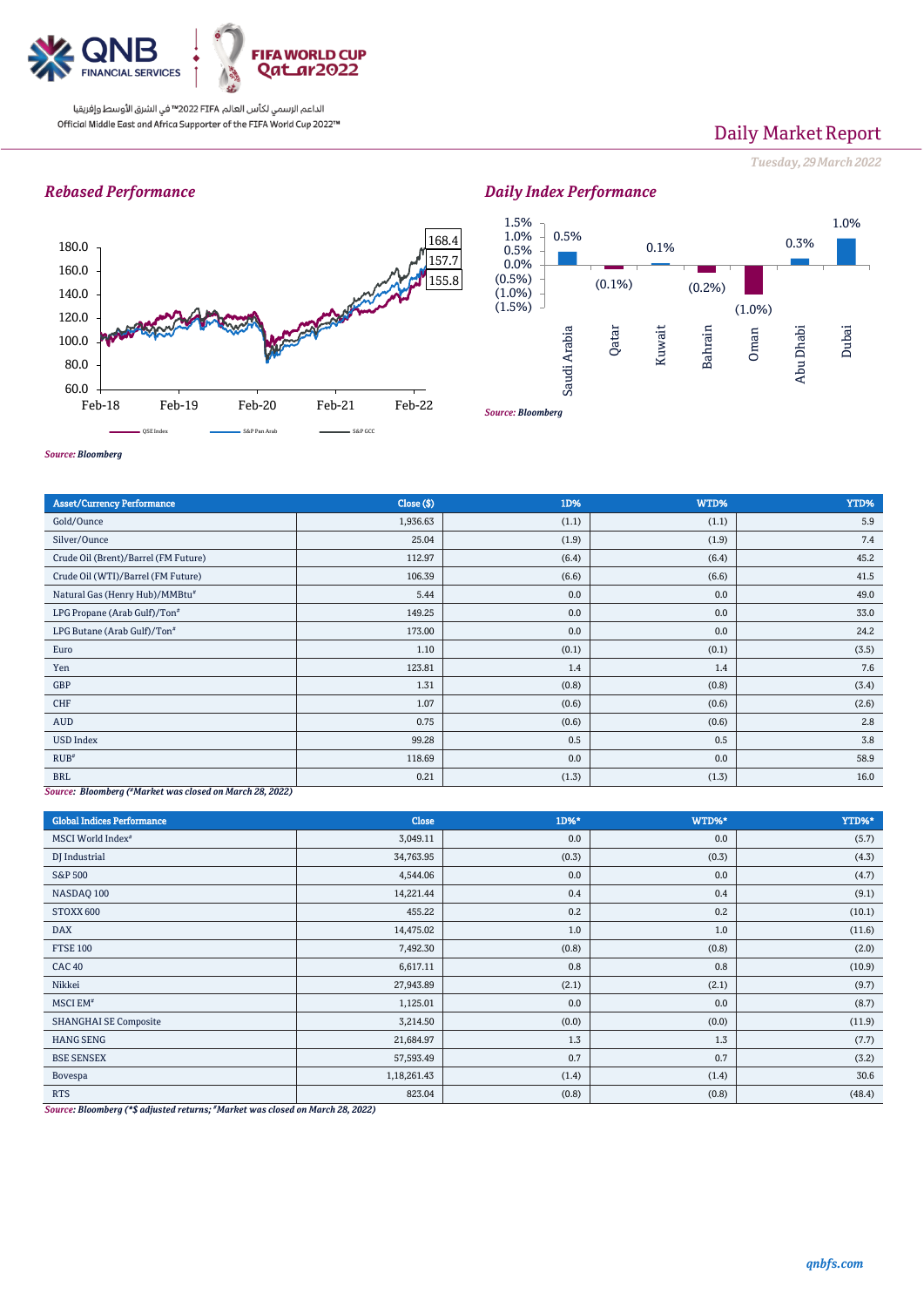# Daily Market Report

*Tuesday, 29 March 2022*

## Rebased Performance

180.0
160.0
140.0
120.0
100.0
80.0
60.0

Feb-18 Feb-19 Feb-20 Feb-21 Feb-22

168.4
157.7
155.8

QSE Index — S&P Pan Arab — S&P GCC

*Source: Bloomberg*

## Daily Index Performance

| Saudi Arabia | Qatar | Kuwait | Bahrain | Oman | Abu Dhabi | Dubai |
|---|---|---|---|---|---|---|
| 0.5% | (0.1%) | 0.1% | (0.2%) | (1.0%) | 0.3% | 1.0% |

*Source: Bloomberg*

| Asset/Currency Performance | Close ($) | 1D% | WTD% | YTD% |
|---|---|---|---|---|
| Gold/Ounce | 1,936.63 | (1.1) | (1.1) | 5.9 |
| Silver/Ounce | 25.04 | (1.9) | (1.9) | 7.4 |
| Crude Oil (Brent)/Barrel (FM Future) | 112.97 | (6.4) | (6.4) | 45.2 |
| Crude Oil (WTI)/Barrel (FM Future) | 106.39 | (6.6) | (6.6) | 41.5 |
| Natural Gas (Henry Hub)/MMBtu# | 5.44 | 0.0 | 0.0 | 49.0 |
| LPG Propane (Arab Gulf)/Ton# | 149.25 | 0.0 | 0.0 | 33.0 |
| LPG Butane (Arab Gulf)/Ton# | 173.00 | 0.0 | 0.0 | 24.2 |
| Euro | 1.10 | (0.1) | (0.1) | (3.5) |
| Yen | 123.81 | 1.4 | 1.4 | 7.6 |
| GBP | 1.31 | (0.8) | (0.8) | (3.4) |
| CHF | 1.07 | (0.6) | (0.6) | (2.6) |
| AUD | 0.75 | (0.6) | (0.6) | 2.8 |
| USD Index | 99.28 | 0.5 | 0.5 | 3.8 |
| RUB# | 118.69 | 0.0 | 0.0 | 58.9 |
| BRL | 0.21 | (1.3) | (1.3) | 16.0 |

*Source: Bloomberg (#Market was closed on March 28, 2022)*

| Global Indices Performance | Close | 1D%* | WTD%* | YTD%* |
|---|---|---|---|---|
| MSCI World Index# | 3,049.11 | 0.0 | 0.0 | (5.7) |
| DJ Industrial | 34,763.95 | (0.3) | (0.3) | (4.3) |
| S&P 500 | 4,544.06 | 0.0 | 0.0 | (4.7) |
| NASDAQ 100 | 14,221.44 | 0.4 | 0.4 | (9.1) |
| STOXX 600 | 455.22 | 0.2 | 0.2 | (10.1) |
| DAX | 14,475.02 | 1.0 | 1.0 | (11.6) |
| FTSE 100 | 7,492.30 | (0.8) | (0.8) | (2.0) |
| CAC 40 | 6,617.11 | 0.8 | 0.8 | (10.9) |
| Nikkei | 27,943.89 | (2.1) | (2.1) | (9.7) |
| MSCI EM# | 1,125.01 | 0.0 | 0.0 | (8.7) |
| SHANGHAI SE Composite | 3,214.50 | (0.0) | (0.0) | (11.9) |
| HANG SENG | 21,684.97 | 1.3 | 1.3 | (7.7) |
| BSE SENSEX | 57,593.49 | 0.7 | 0.7 | (3.2) |
| Bovespa | 1,18,261.43 | (1.4) | (1.4) | 30.6 |
| RTS | 823.04 | (0.8) | (0.8) | (48.4) |

*Source: Bloomberg (*$ adjusted returns; #Market was closed on March 28, 2022)*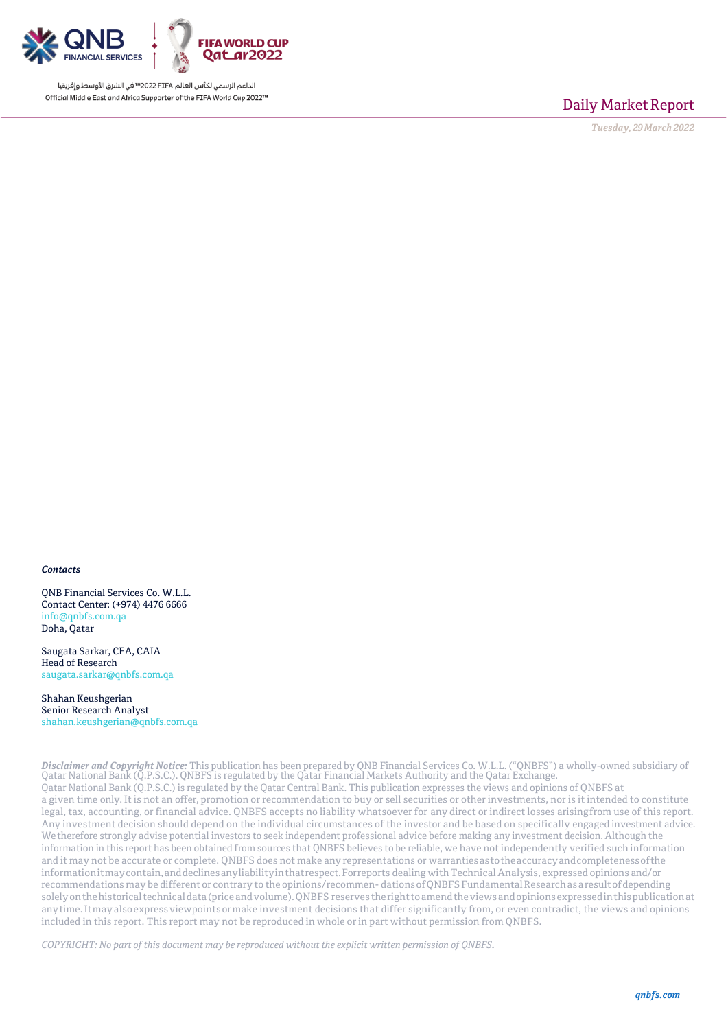Daily Market Report

*Tuesday, 29 March 2022*

***Contacts***

QNB Financial Services Co. W.L.L.
Contact Center: (+974) 4476 6666
info@qnbfs.com.qa
Doha, Qatar

Saugata Sarkar, CFA, CAIA
Head of Research
saugata.sarkar@qnbfs.com.qa

Shahan Keushgerian
Senior Research Analyst
shahan.keushgerian@qnbfs.com.qa

***Disclaimer and Copyright Notice:*** This publication has been prepared by QNB Financial Services Co. W.L.L. ("QNBFS") a wholly-owned subsidiary of Qatar National Bank (Q.P.S.C.). QNBFS is regulated by the Qatar Financial Markets Authority and the Qatar Exchange. Qatar National Bank (Q.P.S.C.) is regulated by the Qatar Central Bank. This publication expresses the views and opinions of QNBFS at a given time only. It is not an offer, promotion or recommendation to buy or sell securities or other investments, nor is it intended to constitute legal, tax, accounting, or financial advice. QNBFS accepts no liability whatsoever for any direct or indirect losses arising from use of this report. Any investment decision should depend on the individual circumstances of the investor and be based on specifically engaged investment advice. We therefore strongly advise potential investors to seek independent professional advice before making any investment decision. Although the information in this report has been obtained from sources that QNBFS believes to be reliable, we have not independently verified such information and it may not be accurate or complete. QNBFS does not make any representations or warranties as to the accuracy and completeness of the information it may contain, and declines any liability in that respect. For reports dealing with Technical Analysis, expressed opinions and/or recommendations may be different or contrary to the opinions/recommen- dations of QNBFS Fundamental Research as a result of depending solely on the historical technical data (price and volume). QNBFS reserves the right to amend the views and opinions expressed in this publication at any time. It may also express viewpoints or make investment decisions that differ significantly from, or even contradict, the views and opinions included in this report. This report may not be reproduced in whole or in part without permission from QNBFS.

*COPYRIGHT: No part of this document may be reproduced without the explicit written permission of QNBFS.*